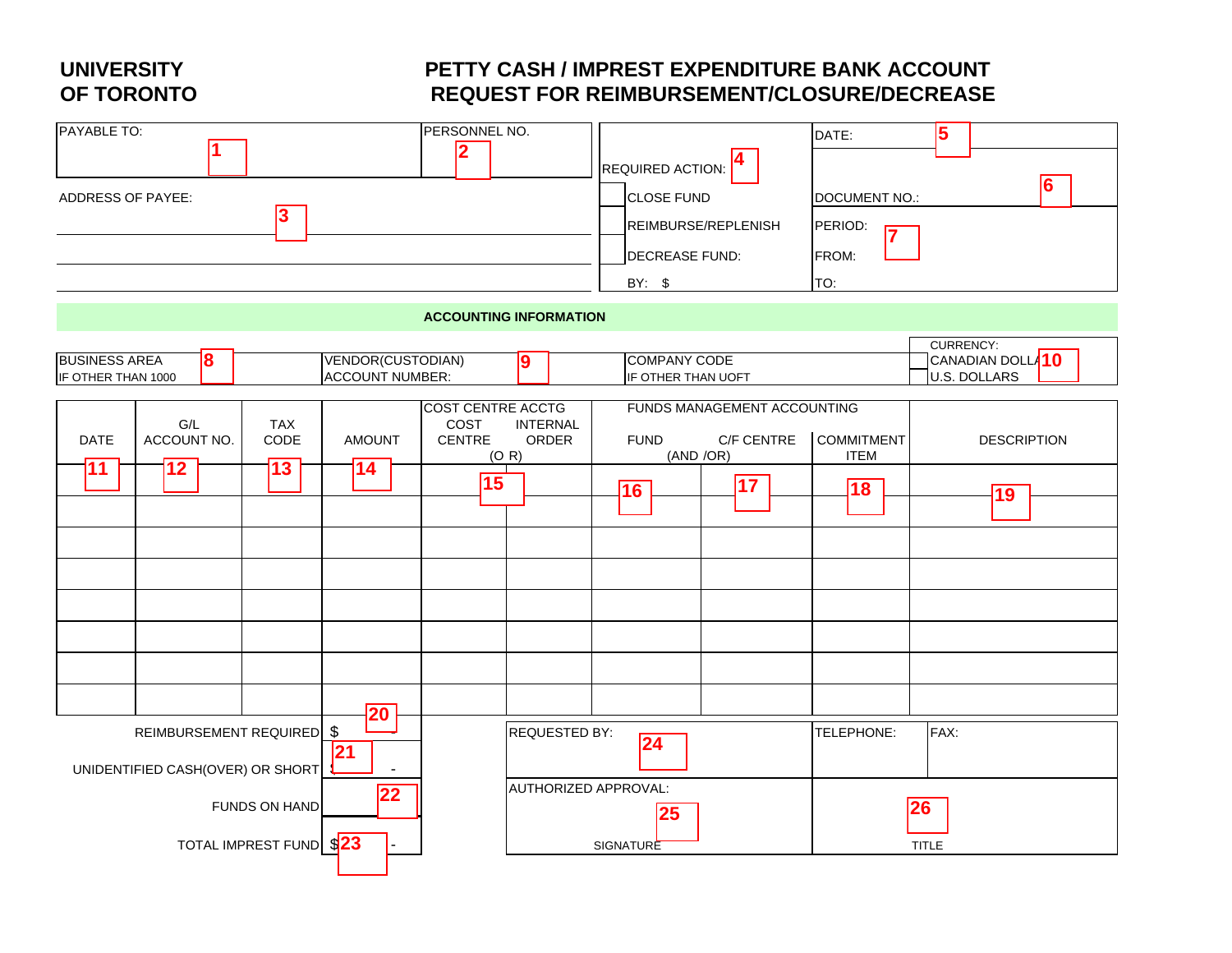**UNIVERSITY OF TORONTO**

# PETTY CASH / IMPREST EXPENDITURE BANK ACCOUNT REQUEST FOR REIMBURSEMENT/CLOSURE/DECREASE

PAYABLE TO: 1

PERSONNEL NO. 2

ADDRESS OF PAYEE: 3

REQUIRED ACTION: 4

- CLOSE FUND
- REIMBURSE/REPLENISH
- DECREASE FUND:

BY: $

DATE: 5

DOCUMENT NO.: 6

PERIOD: 7

FROM:

TO:

## ACCOUNTING INFORMATION

BUSINESS AREA IF OTHER THAN 1000 8

VENDOR(CUSTODIAN) ACCOUNT NUMBER: 9

COMPANY CODE IF OTHER THAN UOFT

CURRENCY: 10
- CANADIAN DOLLARS
- U.S. DOLLARS

| DATE | G/L ACCOUNT NO. | TAX CODE | AMOUNT | COST CENTRE ACCTG: COST CENTRE (O R) | INTERNAL ORDER | FUNDS MANAGEMENT ACCOUNTING: FUND (AND /OR) | C/F CENTRE | COMMITMENT ITEM | DESCRIPTION |
|---|---|---|---|---|---|---|---|---|---|
| 11 | 12 | 13 | 14 | 15 | | 16 | 17 | 18 | 19 |
| | | | | | | | | | |
| | | | | | | | | | |
| | | | | | | | | | |
| | | | | | | | | | |
| | | | | | | | | | |
| | | | | | | | | | |
| | | | | | | | | | |

| | |
|---|---|
| REIMBURSEMENT REQUIRED | $ 20 - |
| UNIDENTIFIED CASH(OVER) OR SHORT | $ 21 - |
| FUNDS ON HAND | 22 |
| TOTAL IMPREST FUND | $ 23 - |

REQUESTED BY: 24

TELEPHONE:

FAX:

AUTHORIZED APPROVAL: 25

SIGNATURE

26

TITLE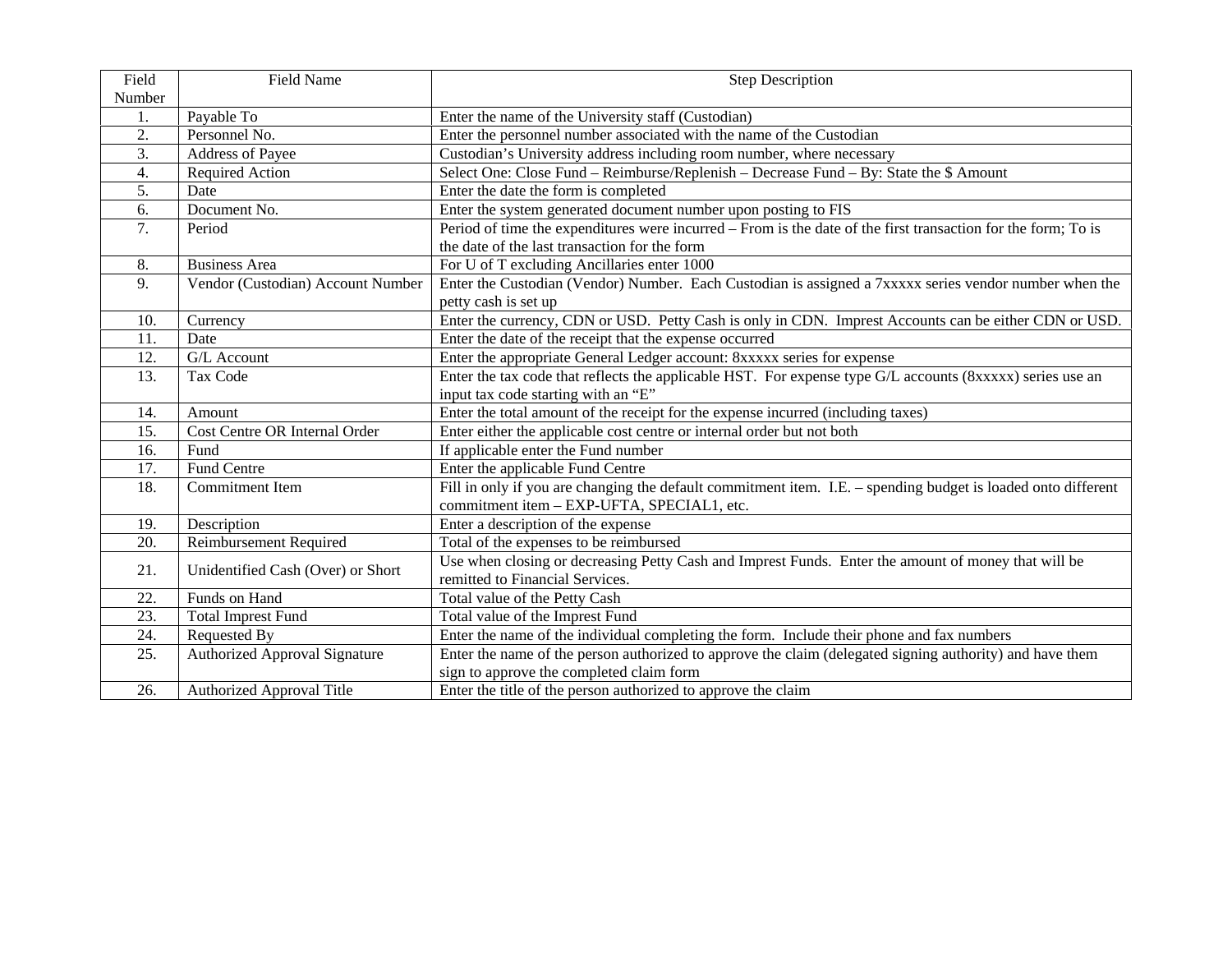| Field Number | Field Name | Step Description |
|---|---|---|
| 1. | Payable To | Enter the name of the University staff (Custodian) |
| 2. | Personnel No. | Enter the personnel number associated with the name of the Custodian |
| 3. | Address of Payee | Custodian's University address including room number, where necessary |
| 4. | Required Action | Select One: Close Fund – Reimburse/Replenish – Decrease Fund – By: State the $ Amount |
| 5. | Date | Enter the date the form is completed |
| 6. | Document No. | Enter the system generated document number upon posting to FIS |
| 7. | Period | Period of time the expenditures were incurred – From is the date of the first transaction for the form; To is the date of the last transaction for the form |
| 8. | Business Area | For U of T excluding Ancillaries enter 1000 |
| 9. | Vendor (Custodian) Account Number | Enter the Custodian (Vendor) Number. Each Custodian is assigned a 7xxxxx series vendor number when the petty cash is set up |
| 10. | Currency | Enter the currency, CDN or USD. Petty Cash is only in CDN. Imprest Accounts can be either CDN or USD. |
| 11. | Date | Enter the date of the receipt that the expense occurred |
| 12. | G/L Account | Enter the appropriate General Ledger account: 8xxxxx series for expense |
| 13. | Tax Code | Enter the tax code that reflects the applicable HST. For expense type G/L accounts (8xxxxx) series use an input tax code starting with an "E" |
| 14. | Amount | Enter the total amount of the receipt for the expense incurred (including taxes) |
| 15. | Cost Centre OR Internal Order | Enter either the applicable cost centre or internal order but not both |
| 16. | Fund | If applicable enter the Fund number |
| 17. | Fund Centre | Enter the applicable Fund Centre |
| 18. | Commitment Item | Fill in only if you are changing the default commitment item. I.E. – spending budget is loaded onto different commitment item – EXP-UFTA, SPECIAL1, etc. |
| 19. | Description | Enter a description of the expense |
| 20. | Reimbursement Required | Total of the expenses to be reimbursed |
| 21. | Unidentified Cash (Over) or Short | Use when closing or decreasing Petty Cash and Imprest Funds. Enter the amount of money that will be remitted to Financial Services. |
| 22. | Funds on Hand | Total value of the Petty Cash |
| 23. | Total Imprest Fund | Total value of the Imprest Fund |
| 24. | Requested By | Enter the name of the individual completing the form. Include their phone and fax numbers |
| 25. | Authorized Approval Signature | Enter the name of the person authorized to approve the claim (delegated signing authority) and have them sign to approve the completed claim form |
| 26. | Authorized Approval Title | Enter the title of the person authorized to approve the claim |